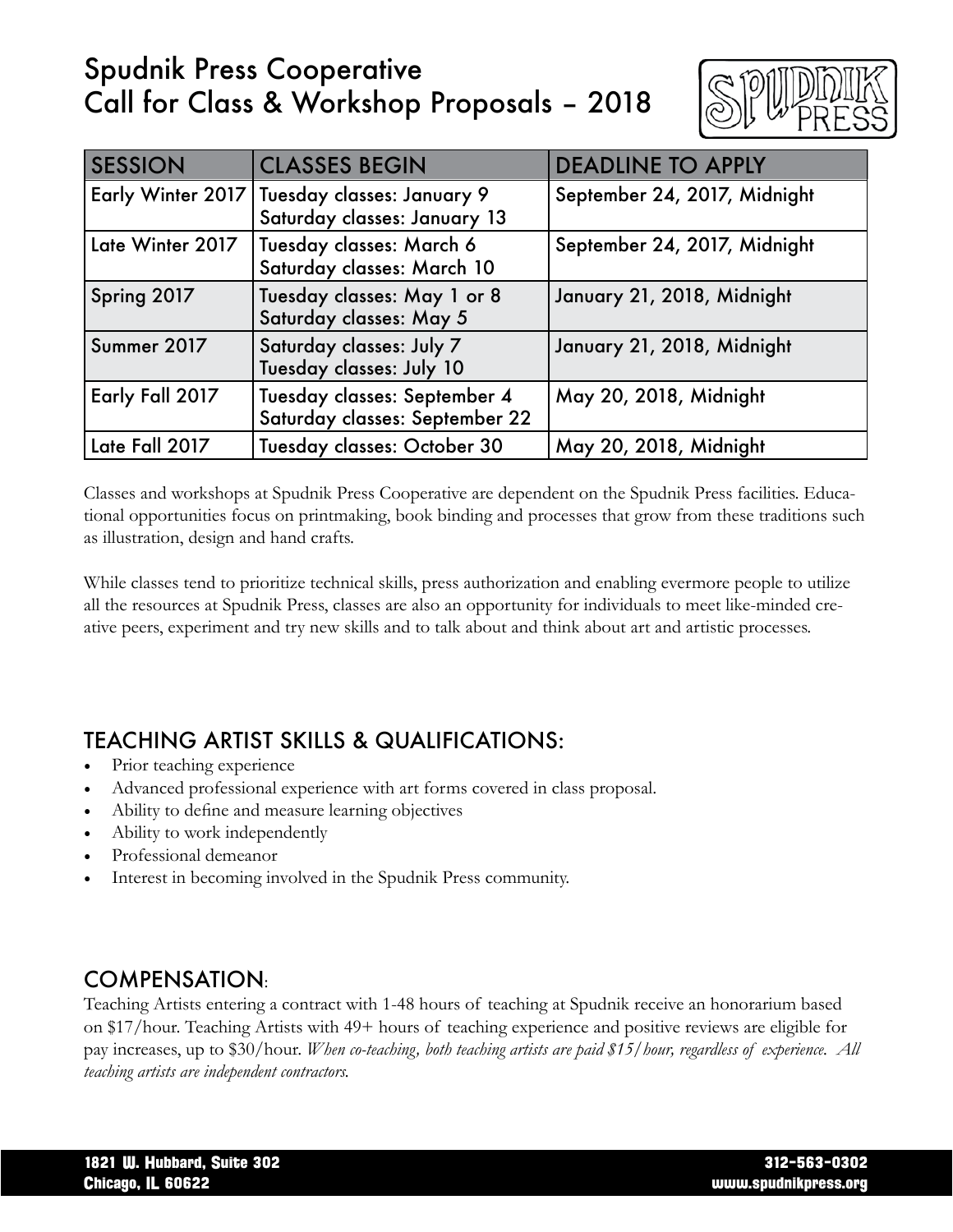# Spudnik Press Cooperative
# Call for Class & Workshop Proposals – 2018

| SESSION | CLASSES BEGIN | DEADLINE TO APPLY |
|---|---|---|
| Early Winter 2017 | Tuesday classes: January 9<br>Saturday classes: January 13 | September 24, 2017, Midnight |
| Late Winter 2017 | Tuesday classes: March 6<br>Saturday classes: March 10 | September 24, 2017, Midnight |
| Spring 2017 | Tuesday classes: May 1 or 8<br>Saturday classes: May 5 | January 21, 2018, Midnight |
| Summer 2017 | Saturday classes: July 7<br>Tuesday classes: July 10 | January 21, 2018, Midnight |
| Early Fall 2017 | Tuesday classes: September 4<br>Saturday classes: September 22 | May 20, 2018, Midnight |
| Late Fall 2017 | Tuesday classes: October 30 | May 20, 2018, Midnight |

Classes and workshops at Spudnik Press Cooperative are dependent on the Spudnik Press facilities. Educational opportunities focus on printmaking, book binding and processes that grow from these traditions such as illustration, design and hand crafts.

While classes tend to prioritize technical skills, press authorization and enabling evermore people to utilize all the resources at Spudnik Press, classes are also an opportunity for individuals to meet like-minded creative peers, experiment and try new skills and to talk about and think about art and artistic processes.

## TEACHING ARTIST SKILLS & QUALIFICATIONS:

- Prior teaching experience
- Advanced professional experience with art forms covered in class proposal.
- Ability to define and measure learning objectives
- Ability to work independently
- Professional demeanor
- Interest in becoming involved in the Spudnik Press community.

## COMPENSATION:

Teaching Artists entering a contract with 1-48 hours of teaching at Spudnik receive an honorarium based on $17/hour. Teaching Artists with 49+ hours of teaching experience and positive reviews are eligible for pay increases, up to $30/hour. *When co-teaching, both teaching artists are paid $15/hour, regardless of experience. All teaching artists are independent contractors.*

1821 W. Hubbard, Suite 302
Chicago, IL 60622

312-563-0302
www.spudnikpress.org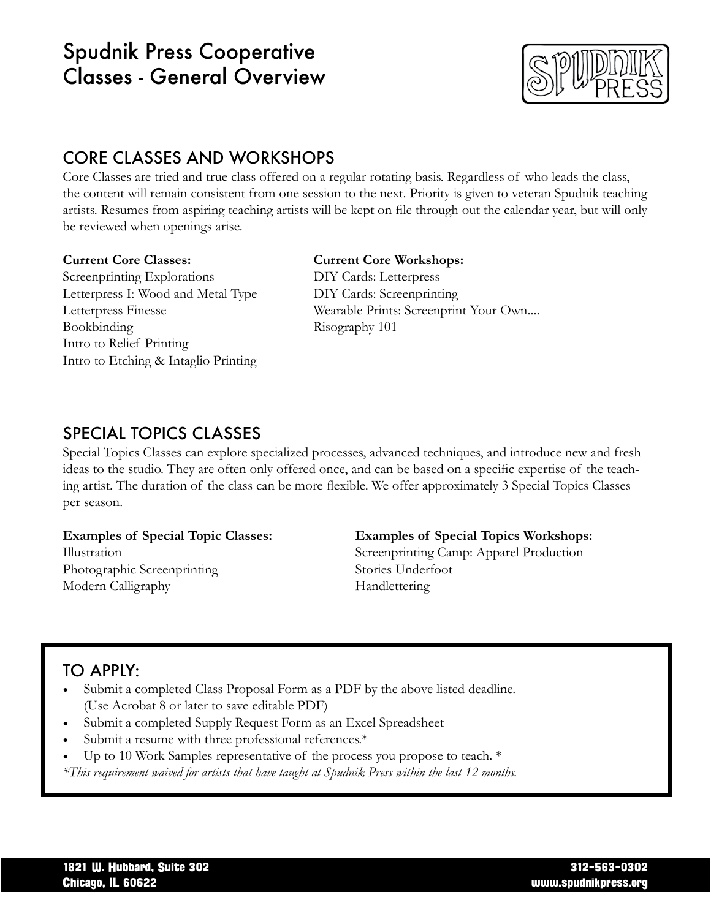# Spudnik Press Cooperative Classes - General Overview

## CORE CLASSES AND WORKSHOPS

Core Classes are tried and true class offered on a regular rotating basis. Regardless of who leads the class, the content will remain consistent from one session to the next. Priority is given to veteran Spudnik teaching artists. Resumes from aspiring teaching artists will be kept on file through out the calendar year, but will only be reviewed when openings arise.

**Current Core Classes:**
Screenprinting Explorations
Letterpress I: Wood and Metal Type
Letterpress Finesse
Bookbinding
Intro to Relief Printing
Intro to Etching & Intaglio Printing

**Current Core Workshops:**
DIY Cards: Letterpress
DIY Cards: Screenprinting
Wearable Prints: Screenprint Your Own....
Risography 101

## SPECIAL TOPICS CLASSES

Special Topics Classes can explore specialized processes, advanced techniques, and introduce new and fresh ideas to the studio. They are often only offered once, and can be based on a specific expertise of the teaching artist. The duration of the class can be more flexible. We offer approximately 3 Special Topics Classes per season.

**Examples of Special Topic Classes:**
Illustration
Photographic Screenprinting
Modern Calligraphy

**Examples of Special Topics Workshops:**
Screenprinting Camp: Apparel Production
Stories Underfoot
Handlettering

## TO APPLY:

- Submit a completed Class Proposal Form as a PDF by the above listed deadline. (Use Acrobat 8 or later to save editable PDF)
- Submit a completed Supply Request Form as an Excel Spreadsheet
- Submit a resume with three professional references.*
- Up to 10 Work Samples representative of the process you propose to teach. *

*\*This requirement waived for artists that have taught at Spudnik Press within the last 12 months.*

1821 W. Hubbard, Suite 302
Chicago, IL 60622

312-563-0302
www.spudnikpress.org